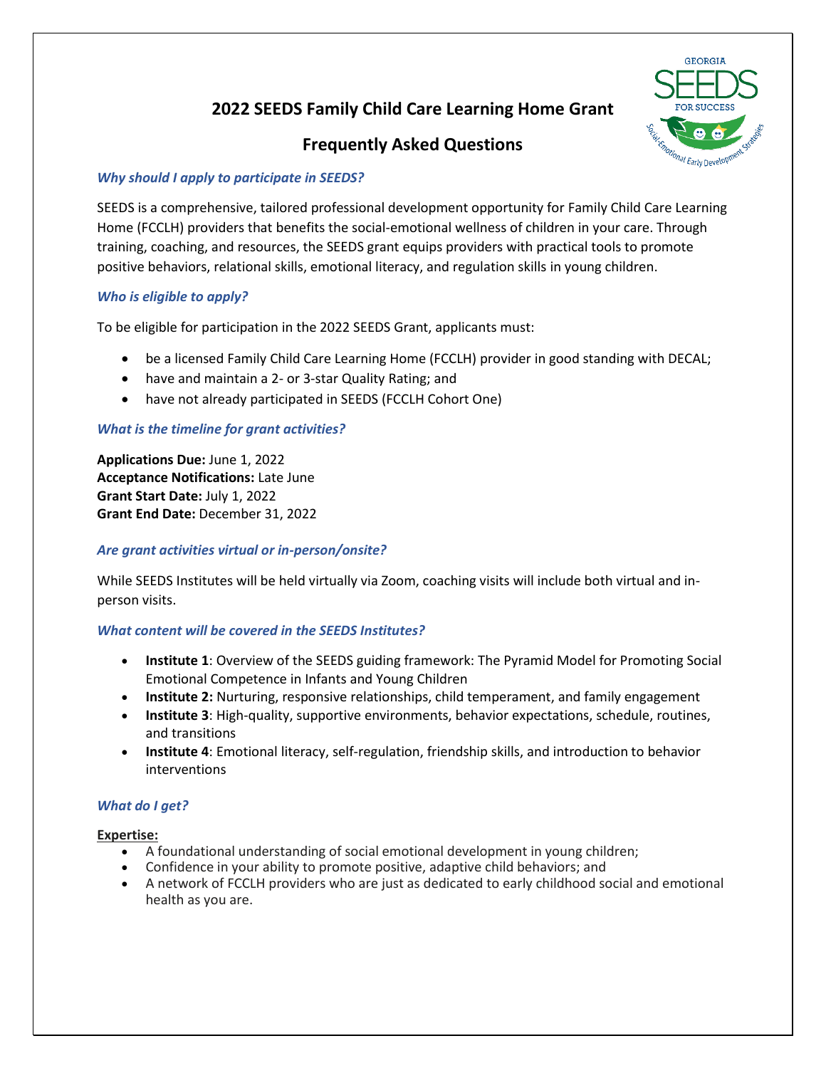# 2022 SEEDS Family Child Care Learning Home Grant

## Frequently Asked Questions

### *Why should I apply to participate in SEEDS?*

SEEDS is a comprehensive, tailored professional development opportunity for Family Child Care Learning Home (FCCLH) providers that benefits the social-emotional wellness of children in your care. Through training, coaching, and resources, the SEEDS grant equips providers with practical tools to promote positive behaviors, relational skills, emotional literacy, and regulation skills in young children.

### *Who is eligible to apply?*

To be eligible for participation in the 2022 SEEDS Grant, applicants must:

- be a licensed Family Child Care Learning Home (FCCLH) provider in good standing with DECAL;
- have and maintain a 2- or 3-star Quality Rating; and
- have not already participated in SEEDS (FCCLH Cohort One)

### *What is the timeline for grant activities?*

**Applications Due:** June 1, 2022
**Acceptance Notifications:** Late June
**Grant Start Date:** July 1, 2022
**Grant End Date:** December 31, 2022

### *Are grant activities virtual or in-person/onsite?*

While SEEDS Institutes will be held virtually via Zoom, coaching visits will include both virtual and in-person visits.

### *What content will be covered in the SEEDS Institutes?*

- **Institute 1**: Overview of the SEEDS guiding framework: The Pyramid Model for Promoting Social Emotional Competence in Infants and Young Children
- **Institute 2:** Nurturing, responsive relationships, child temperament, and family engagement
- **Institute 3**: High-quality, supportive environments, behavior expectations, schedule, routines, and transitions
- **Institute 4**: Emotional literacy, self-regulation, friendship skills, and introduction to behavior interventions

### *What do I get?*

**Expertise:**

- A foundational understanding of social emotional development in young children;
- Confidence in your ability to promote positive, adaptive child behaviors; and
- A network of FCCLH providers who are just as dedicated to early childhood social and emotional health as you are.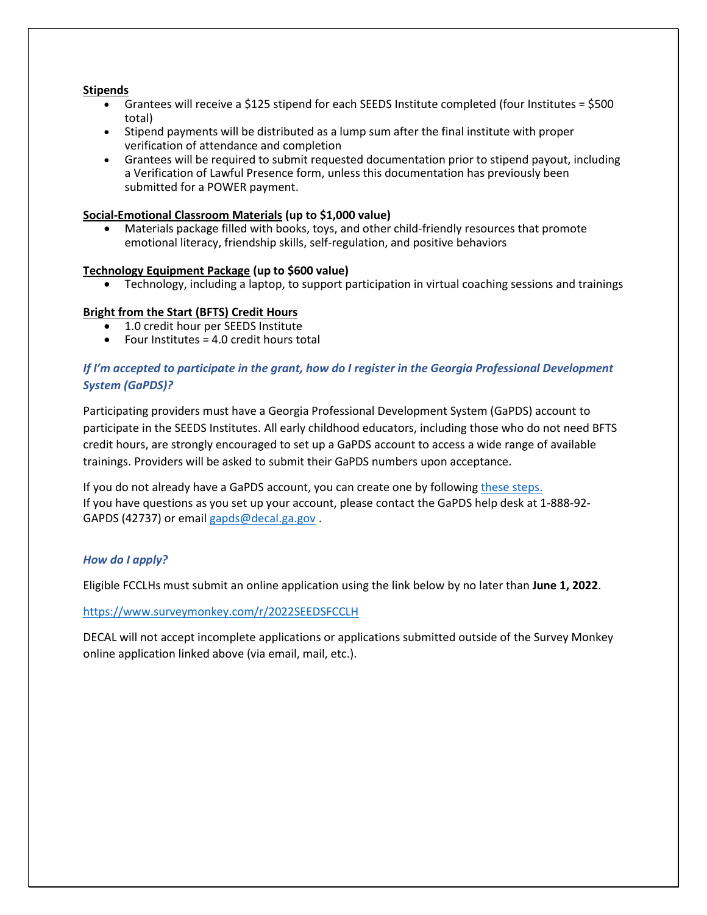**Stipends**

- Grantees will receive a $125 stipend for each SEEDS Institute completed (four Institutes = $500 total)
- Stipend payments will be distributed as a lump sum after the final institute with proper verification of attendance and completion
- Grantees will be required to submit requested documentation prior to stipend payout, including a Verification of Lawful Presence form, unless this documentation has previously been submitted for a POWER payment.

**Social-Emotional Classroom Materials (up to $1,000 value)**

- Materials package filled with books, toys, and other child-friendly resources that promote emotional literacy, friendship skills, self-regulation, and positive behaviors

**Technology Equipment Package (up to $600 value)**

- Technology, including a laptop, to support participation in virtual coaching sessions and trainings

**Bright from the Start (BFTS) Credit Hours**

- 1.0 credit hour per SEEDS Institute
- Four Institutes = 4.0 credit hours total

### *If I'm accepted to participate in the grant, how do I register in the Georgia Professional Development System (GaPDS)?*

Participating providers must have a Georgia Professional Development System (GaPDS) account to participate in the SEEDS Institutes. All early childhood educators, including those who do not need BFTS credit hours, are strongly encouraged to set up a GaPDS account to access a wide range of available trainings. Providers will be asked to submit their GaPDS numbers upon acceptance.

If you do not already have a GaPDS account, you can create one by following these steps.
If you have questions as you set up your account, please contact the GaPDS help desk at 1-888-92-GAPDS (42737) or email gapds@decal.ga.gov .

### *How do I apply?*

Eligible FCCLHs must submit an online application using the link below by no later than **June 1, 2022**.

https://www.surveymonkey.com/r/2022SEEDSFCCLH

DECAL will not accept incomplete applications or applications submitted outside of the Survey Monkey online application linked above (via email, mail, etc.).